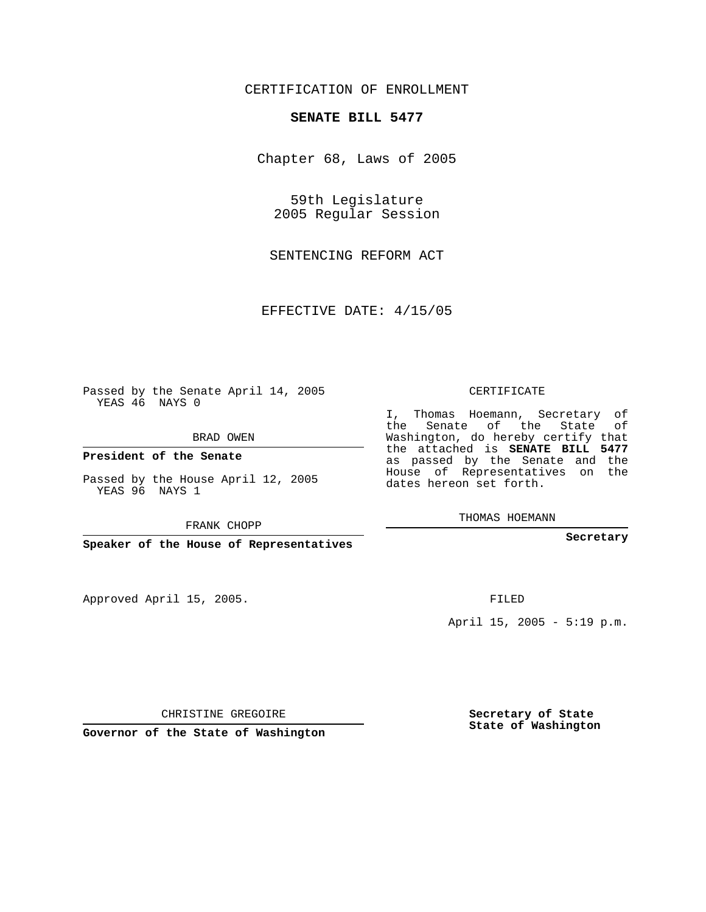CERTIFICATION OF ENROLLMENT

**SENATE BILL 5477**

Chapter 68, Laws of 2005

59th Legislature
2005 Regular Session

SENTENCING REFORM ACT

EFFECTIVE DATE: 4/15/05

Passed by the Senate April 14, 2005
YEAS 46 NAYS 0

BRAD OWEN

**President of the Senate**

Passed by the House April 12, 2005
YEAS 96 NAYS 1

FRANK CHOPP

**Speaker of the House of Representatives**

CERTIFICATE

I, Thomas Hoemann, Secretary of the Senate of the State of Washington, do hereby certify that the attached is **SENATE BILL 5477** as passed by the Senate and the House of Representatives on the dates hereon set forth.

THOMAS HOEMANN

**Secretary**

Approved April 15, 2005.

FILED

April 15, 2005 - 5:19 p.m.

CHRISTINE GREGOIRE

**Governor of the State of Washington**

**Secretary of State**
**State of Washington**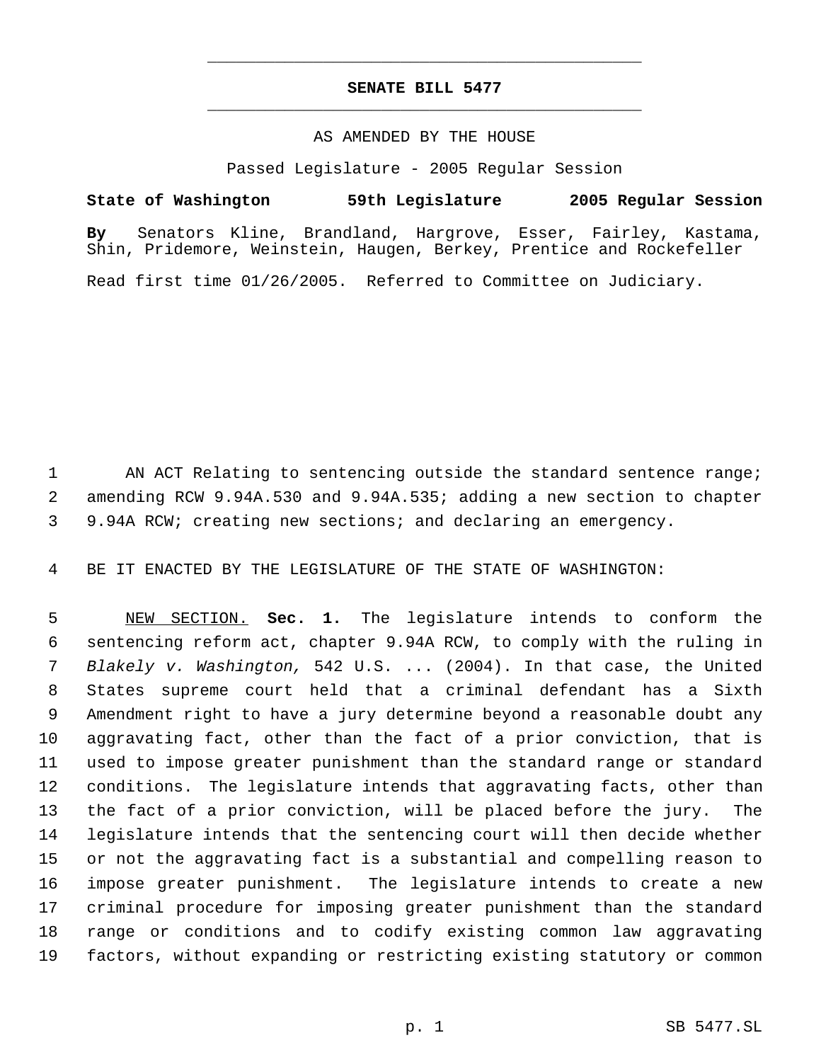# SENATE BILL 5477

AS AMENDED BY THE HOUSE

Passed Legislature - 2005 Regular Session

**State of Washington 59th Legislature 2005 Regular Session**

**By** Senators Kline, Brandland, Hargrove, Esser, Fairley, Kastama, Shin, Pridemore, Weinstein, Haugen, Berkey, Prentice and Rockefeller

Read first time 01/26/2005. Referred to Committee on Judiciary.

1 AN ACT Relating to sentencing outside the standard sentence range;
2 amending RCW 9.94A.530 and 9.94A.535; adding a new section to chapter
3 9.94A RCW; creating new sections; and declaring an emergency.

4 BE IT ENACTED BY THE LEGISLATURE OF THE STATE OF WASHINGTON:

5 NEW SECTION. **Sec. 1.** The legislature intends to conform the
6 sentencing reform act, chapter 9.94A RCW, to comply with the ruling in
7 *Blakely v. Washington,* 542 U.S. ... (2004). In that case, the United
8 States supreme court held that a criminal defendant has a Sixth
9 Amendment right to have a jury determine beyond a reasonable doubt any
10 aggravating fact, other than the fact of a prior conviction, that is
11 used to impose greater punishment than the standard range or standard
12 conditions. The legislature intends that aggravating facts, other than
13 the fact of a prior conviction, will be placed before the jury. The
14 legislature intends that the sentencing court will then decide whether
15 or not the aggravating fact is a substantial and compelling reason to
16 impose greater punishment. The legislature intends to create a new
17 criminal procedure for imposing greater punishment than the standard
18 range or conditions and to codify existing common law aggravating
19 factors, without expanding or restricting existing statutory or common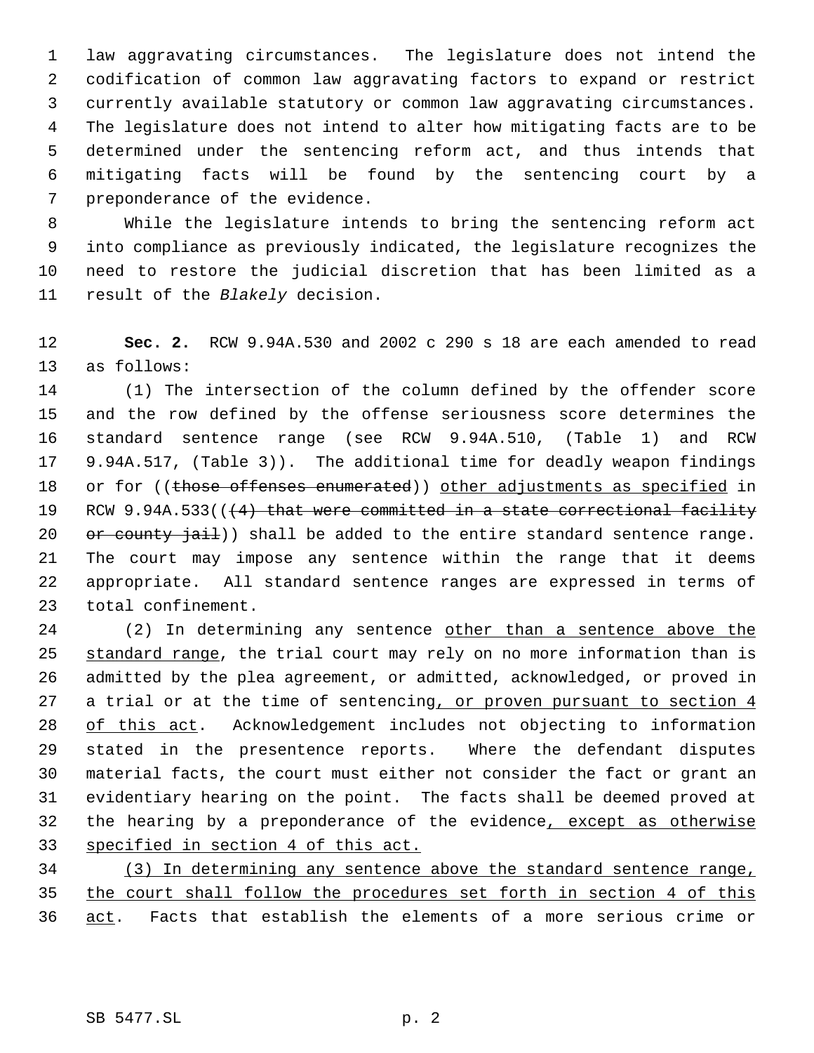law aggravating circumstances. The legislature does not intend the codification of common law aggravating factors to expand or restrict currently available statutory or common law aggravating circumstances. The legislature does not intend to alter how mitigating facts are to be determined under the sentencing reform act, and thus intends that mitigating facts will be found by the sentencing court by a preponderance of the evidence.

While the legislature intends to bring the sentencing reform act into compliance as previously indicated, the legislature recognizes the need to restore the judicial discretion that has been limited as a result of the *Blakely* decision.

**Sec. 2.** RCW 9.94A.530 and 2002 c 290 s 18 are each amended to read as follows:

(1) The intersection of the column defined by the offender score and the row defined by the offense seriousness score determines the standard sentence range (see RCW 9.94A.510, (Table 1) and RCW 9.94A.517, (Table 3)). The additional time for deadly weapon findings or for ((~~those offenses enumerated~~)) <u>other adjustments as specified</u> in RCW 9.94A.533((~~(4) that were committed in a state correctional facility or county jail~~)) shall be added to the entire standard sentence range. The court may impose any sentence within the range that it deems appropriate. All standard sentence ranges are expressed in terms of total confinement.

(2) In determining any sentence <u>other than a sentence above the standard range</u>, the trial court may rely on no more information than is admitted by the plea agreement, or admitted, acknowledged, or proved in a trial or at the time of sentencing<u>, or proven pursuant to section 4 of this act</u>. Acknowledgement includes not objecting to information stated in the presentence reports. Where the defendant disputes material facts, the court must either not consider the fact or grant an evidentiary hearing on the point. The facts shall be deemed proved at the hearing by a preponderance of the evidence<u>, except as otherwise specified in section 4 of this act.</u>

<u>(3) In determining any sentence above the standard sentence range, the court shall follow the procedures set forth in section 4 of this act</u>. Facts that establish the elements of a more serious crime or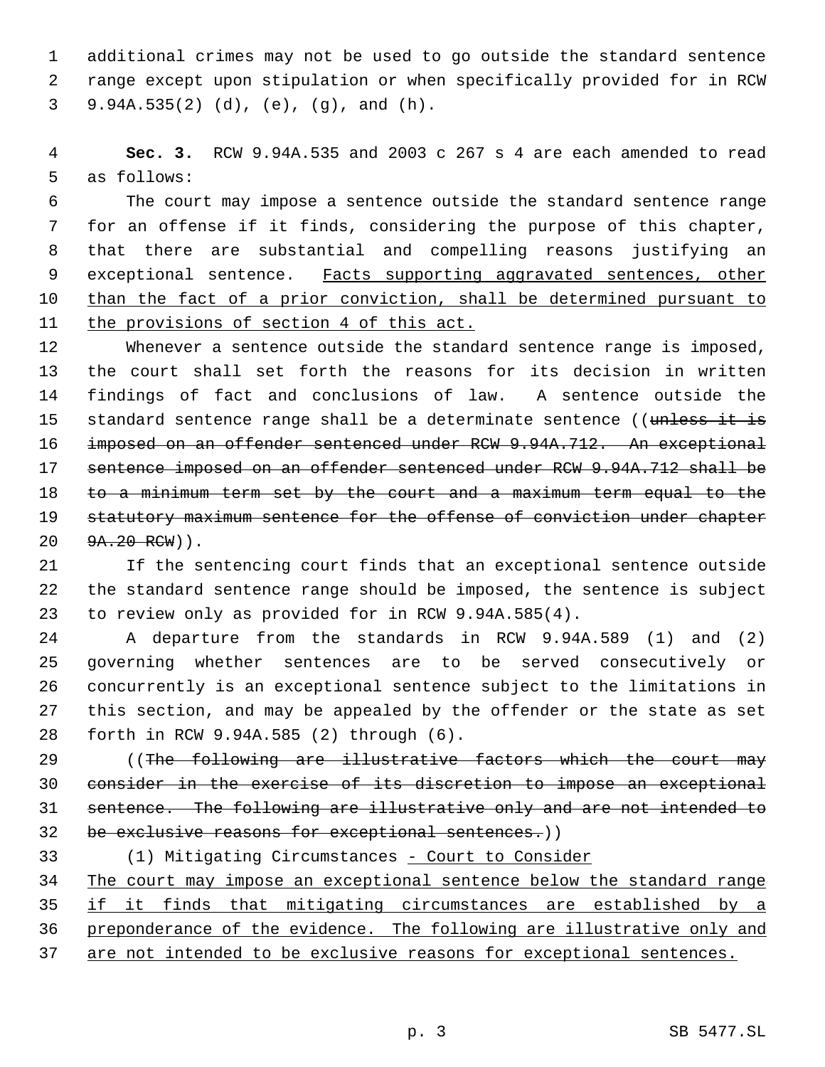additional crimes may not be used to go outside the standard sentence range except upon stipulation or when specifically provided for in RCW 9.94A.535(2) (d), (e), (g), and (h).

**Sec. 3.** RCW 9.94A.535 and 2003 c 267 s 4 are each amended to read as follows:

The court may impose a sentence outside the standard sentence range for an offense if it finds, considering the purpose of this chapter, that there are substantial and compelling reasons justifying an exceptional sentence. <u>Facts supporting aggravated sentences, other than the fact of a prior conviction, shall be determined pursuant to the provisions of section 4 of this act.</u>

Whenever a sentence outside the standard sentence range is imposed, the court shall set forth the reasons for its decision in written findings of fact and conclusions of law. A sentence outside the standard sentence range shall be a determinate sentence ((~~unless it is imposed on an offender sentenced under RCW 9.94A.712. An exceptional sentence imposed on an offender sentenced under RCW 9.94A.712 shall be to a minimum term set by the court and a maximum term equal to the statutory maximum sentence for the offense of conviction under chapter 9A.20 RCW~~)).

If the sentencing court finds that an exceptional sentence outside the standard sentence range should be imposed, the sentence is subject to review only as provided for in RCW 9.94A.585(4).

A departure from the standards in RCW 9.94A.589 (1) and (2) governing whether sentences are to be served consecutively or concurrently is an exceptional sentence subject to the limitations in this section, and may be appealed by the offender or the state as set forth in RCW 9.94A.585 (2) through (6).

((~~The following are illustrative factors which the court may consider in the exercise of its discretion to impose an exceptional sentence. The following are illustrative only and are not intended to be exclusive reasons for exceptional sentences.~~))

(1) Mitigating Circumstances <u>- Court to Consider</u>

<u>The court may impose an exceptional sentence below the standard range if it finds that mitigating circumstances are established by a preponderance of the evidence. The following are illustrative only and are not intended to be exclusive reasons for exceptional sentences.</u>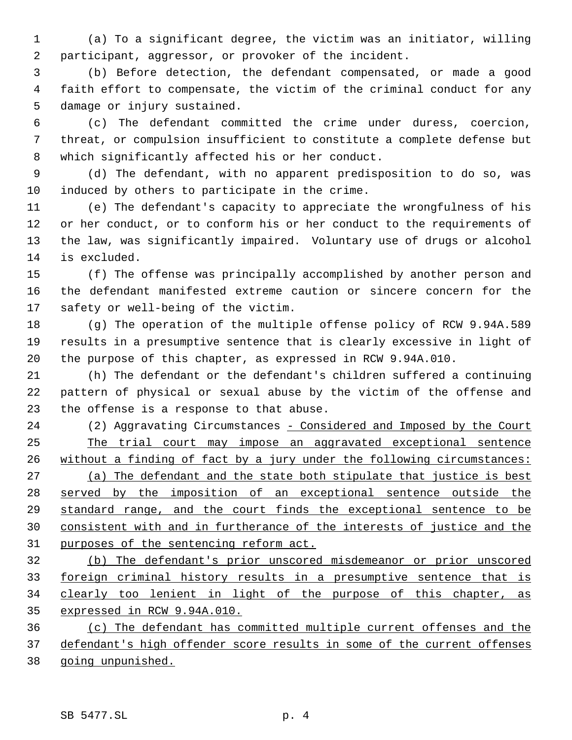(a) To a significant degree, the victim was an initiator, willing participant, aggressor, or provoker of the incident.

(b) Before detection, the defendant compensated, or made a good faith effort to compensate, the victim of the criminal conduct for any damage or injury sustained.

(c) The defendant committed the crime under duress, coercion, threat, or compulsion insufficient to constitute a complete defense but which significantly affected his or her conduct.

(d) The defendant, with no apparent predisposition to do so, was induced by others to participate in the crime.

(e) The defendant's capacity to appreciate the wrongfulness of his or her conduct, or to conform his or her conduct to the requirements of the law, was significantly impaired. Voluntary use of drugs or alcohol is excluded.

(f) The offense was principally accomplished by another person and the defendant manifested extreme caution or sincere concern for the safety or well-being of the victim.

(g) The operation of the multiple offense policy of RCW 9.94A.589 results in a presumptive sentence that is clearly excessive in light of the purpose of this chapter, as expressed in RCW 9.94A.010.

(h) The defendant or the defendant's children suffered a continuing pattern of physical or sexual abuse by the victim of the offense and the offense is a response to that abuse.

(2) Aggravating Circumstances - Considered and Imposed by the Court

The trial court may impose an aggravated exceptional sentence without a finding of fact by a jury under the following circumstances:

(a) The defendant and the state both stipulate that justice is best served by the imposition of an exceptional sentence outside the standard range, and the court finds the exceptional sentence to be consistent with and in furtherance of the interests of justice and the purposes of the sentencing reform act.

(b) The defendant's prior unscored misdemeanor or prior unscored foreign criminal history results in a presumptive sentence that is clearly too lenient in light of the purpose of this chapter, as expressed in RCW 9.94A.010.

(c) The defendant has committed multiple current offenses and the defendant's high offender score results in some of the current offenses going unpunished.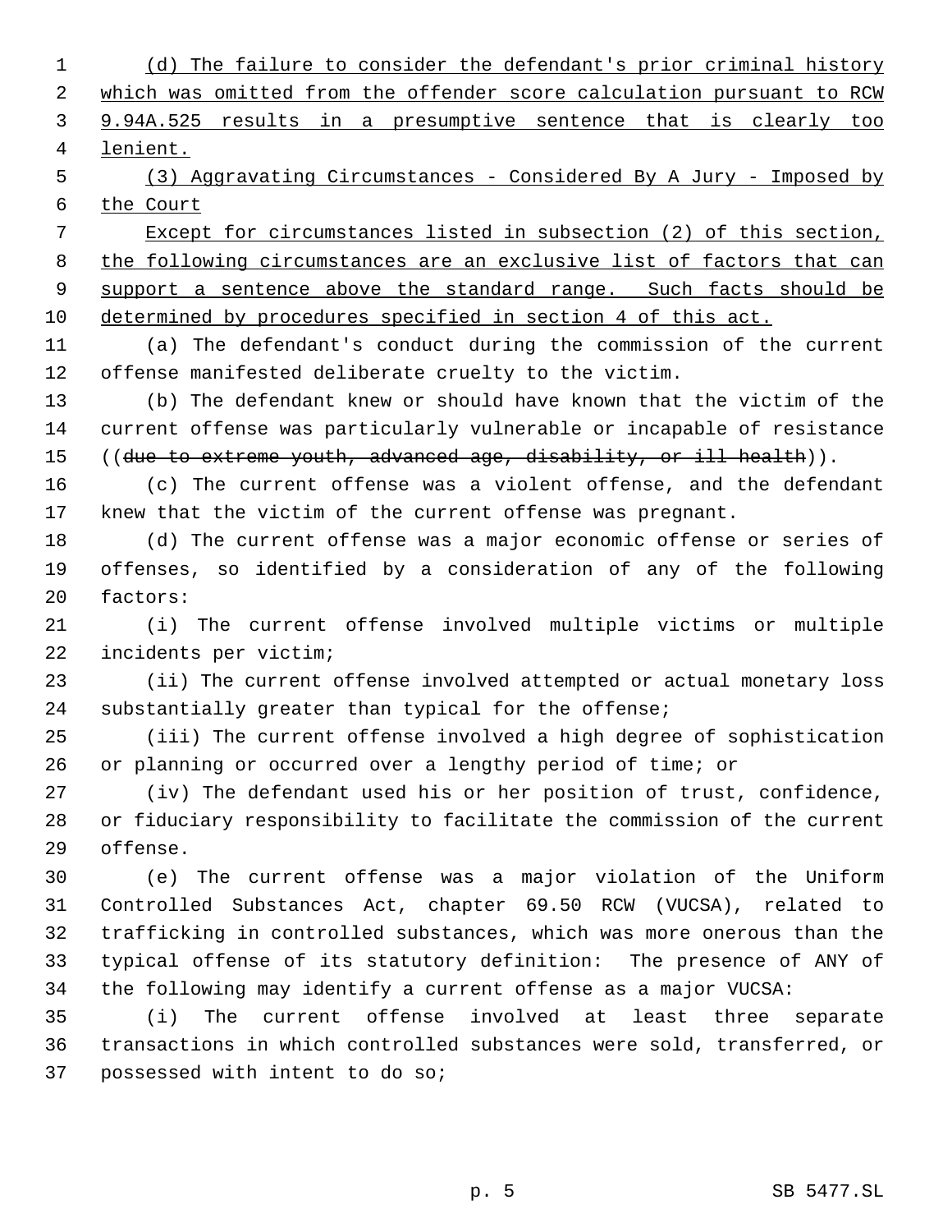(d) The failure to consider the defendant's prior criminal history which was omitted from the offender score calculation pursuant to RCW 9.94A.525 results in a presumptive sentence that is clearly too lenient.

(3) Aggravating Circumstances - Considered By A Jury - Imposed by the Court

Except for circumstances listed in subsection (2) of this section, the following circumstances are an exclusive list of factors that can support a sentence above the standard range. Such facts should be determined by procedures specified in section 4 of this act.

(a) The defendant's conduct during the commission of the current offense manifested deliberate cruelty to the victim.

(b) The defendant knew or should have known that the victim of the current offense was particularly vulnerable or incapable of resistance ((~~due to extreme youth, advanced age, disability, or ill health~~)).

(c) The current offense was a violent offense, and the defendant knew that the victim of the current offense was pregnant.

(d) The current offense was a major economic offense or series of offenses, so identified by a consideration of any of the following factors:

(i) The current offense involved multiple victims or multiple incidents per victim;

(ii) The current offense involved attempted or actual monetary loss substantially greater than typical for the offense;

(iii) The current offense involved a high degree of sophistication or planning or occurred over a lengthy period of time; or

(iv) The defendant used his or her position of trust, confidence, or fiduciary responsibility to facilitate the commission of the current offense.

(e) The current offense was a major violation of the Uniform Controlled Substances Act, chapter 69.50 RCW (VUCSA), related to trafficking in controlled substances, which was more onerous than the typical offense of its statutory definition: The presence of ANY of the following may identify a current offense as a major VUCSA:

(i) The current offense involved at least three separate transactions in which controlled substances were sold, transferred, or possessed with intent to do so;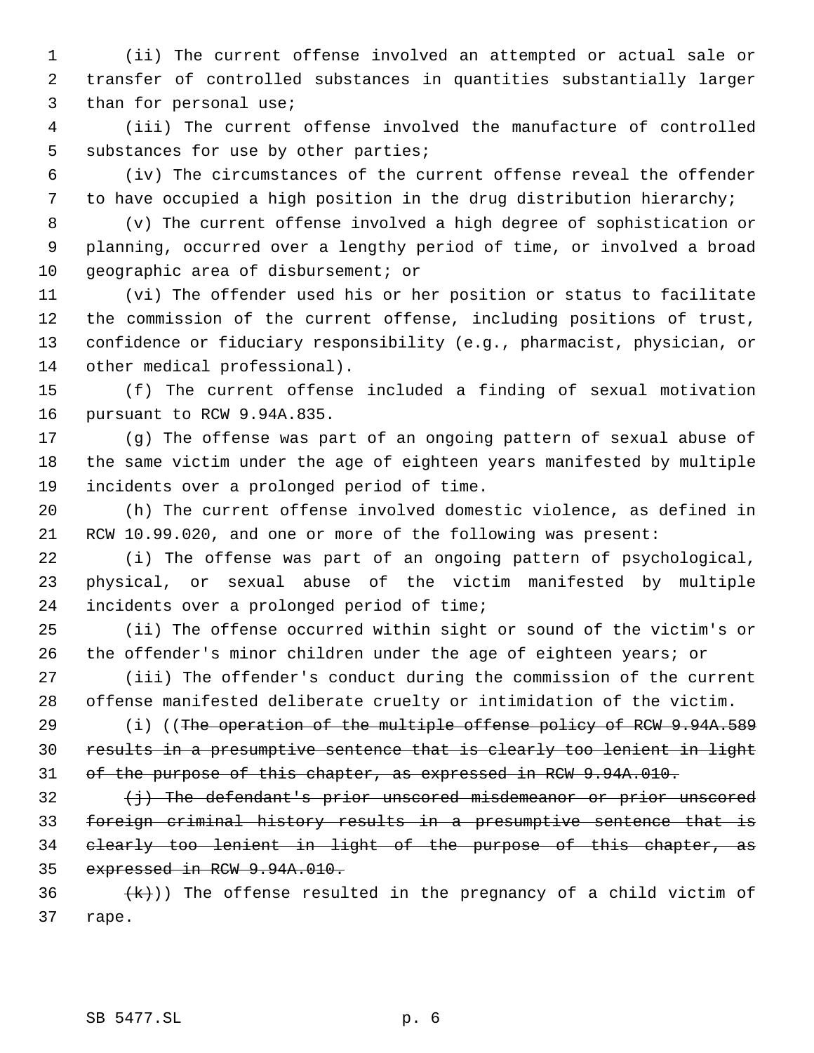(ii) The current offense involved an attempted or actual sale or transfer of controlled substances in quantities substantially larger than for personal use;

(iii) The current offense involved the manufacture of controlled substances for use by other parties;

(iv) The circumstances of the current offense reveal the offender to have occupied a high position in the drug distribution hierarchy;

(v) The current offense involved a high degree of sophistication or planning, occurred over a lengthy period of time, or involved a broad geographic area of disbursement; or

(vi) The offender used his or her position or status to facilitate the commission of the current offense, including positions of trust, confidence or fiduciary responsibility (e.g., pharmacist, physician, or other medical professional).

(f) The current offense included a finding of sexual motivation pursuant to RCW 9.94A.835.

(g) The offense was part of an ongoing pattern of sexual abuse of the same victim under the age of eighteen years manifested by multiple incidents over a prolonged period of time.

(h) The current offense involved domestic violence, as defined in RCW 10.99.020, and one or more of the following was present:

(i) The offense was part of an ongoing pattern of psychological, physical, or sexual abuse of the victim manifested by multiple incidents over a prolonged period of time;

(ii) The offense occurred within sight or sound of the victim's or the offender's minor children under the age of eighteen years; or

(iii) The offender's conduct during the commission of the current offense manifested deliberate cruelty or intimidation of the victim.

(i) ((~~The operation of the multiple offense policy of RCW 9.94A.589 results in a presumptive sentence that is clearly too lenient in light of the purpose of this chapter, as expressed in RCW 9.94A.010.~~

~~(j) The defendant's prior unscored misdemeanor or prior unscored foreign criminal history results in a presumptive sentence that is clearly too lenient in light of the purpose of this chapter, as expressed in RCW 9.94A.010.~~

~~(k)~~)) The offense resulted in the pregnancy of a child victim of rape.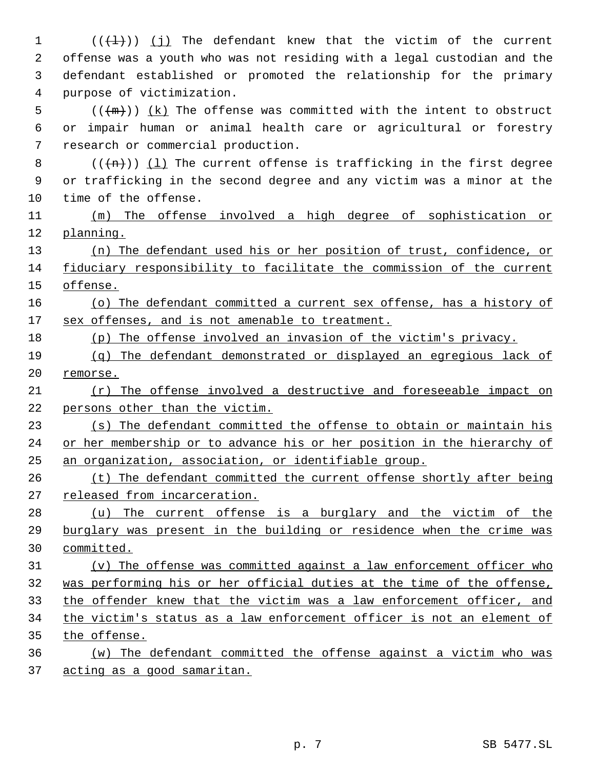(((l))) (j) The defendant knew that the victim of the current offense was a youth who was not residing with a legal custodian and the defendant established or promoted the relationship for the primary purpose of victimization.

(((m))) (k) The offense was committed with the intent to obstruct or impair human or animal health care or agricultural or forestry research or commercial production.

(((n))) (l) The current offense is trafficking in the first degree or trafficking in the second degree and any victim was a minor at the time of the offense.

(m) The offense involved a high degree of sophistication or planning.

(n) The defendant used his or her position of trust, confidence, or fiduciary responsibility to facilitate the commission of the current offense.

(o) The defendant committed a current sex offense, has a history of sex offenses, and is not amenable to treatment.

(p) The offense involved an invasion of the victim's privacy.

(q) The defendant demonstrated or displayed an egregious lack of remorse.

(r) The offense involved a destructive and foreseeable impact on persons other than the victim.

(s) The defendant committed the offense to obtain or maintain his or her membership or to advance his or her position in the hierarchy of an organization, association, or identifiable group.

(t) The defendant committed the current offense shortly after being released from incarceration.

(u) The current offense is a burglary and the victim of the burglary was present in the building or residence when the crime was committed.

(v) The offense was committed against a law enforcement officer who was performing his or her official duties at the time of the offense, the offender knew that the victim was a law enforcement officer, and the victim's status as a law enforcement officer is not an element of the offense.

(w) The defendant committed the offense against a victim who was acting as a good samaritan.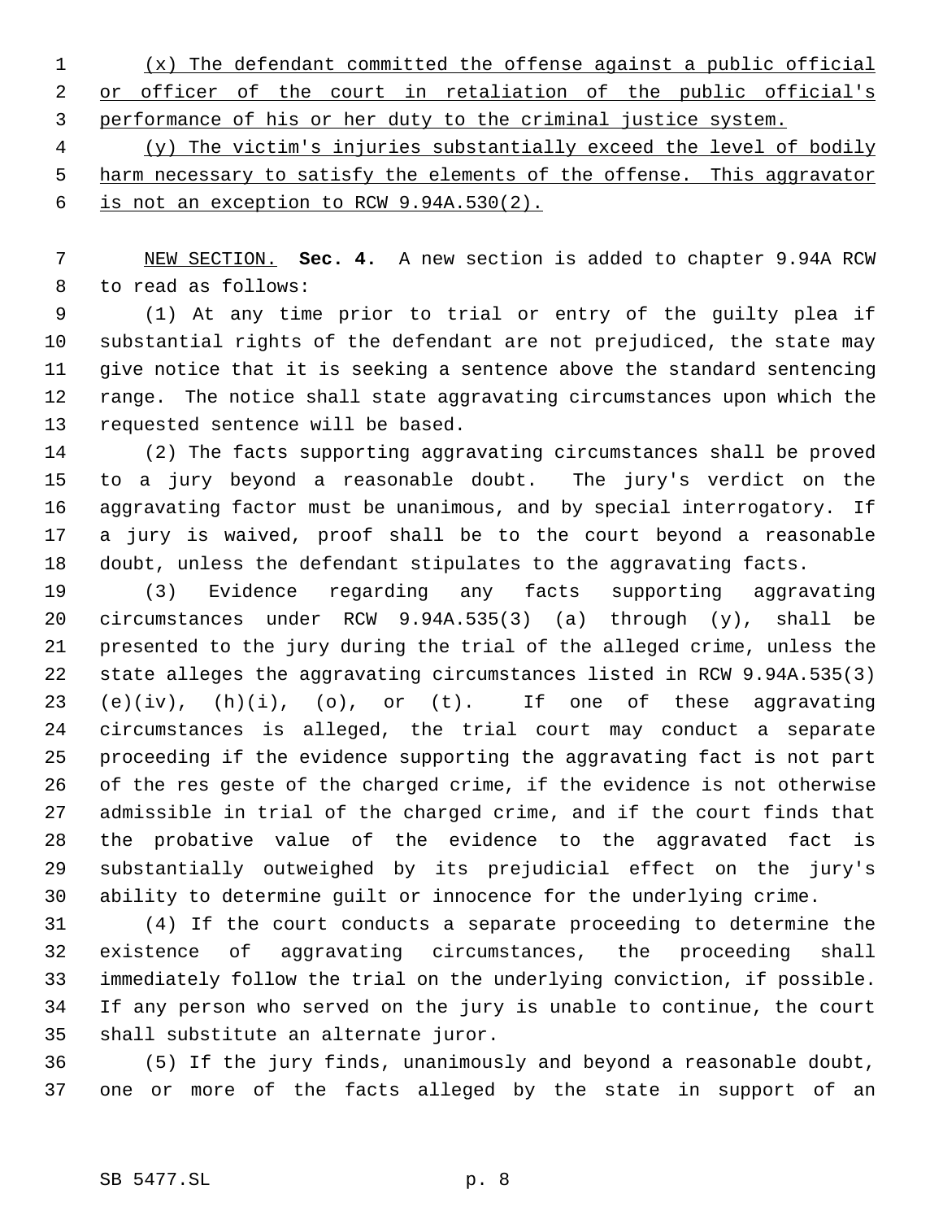(x) The defendant committed the offense against a public official or officer of the court in retaliation of the public official's performance of his or her duty to the criminal justice system.

(y) The victim's injuries substantially exceed the level of bodily harm necessary to satisfy the elements of the offense. This aggravator is not an exception to RCW 9.94A.530(2).

NEW SECTION. **Sec. 4.** A new section is added to chapter 9.94A RCW to read as follows:

(1) At any time prior to trial or entry of the guilty plea if substantial rights of the defendant are not prejudiced, the state may give notice that it is seeking a sentence above the standard sentencing range. The notice shall state aggravating circumstances upon which the requested sentence will be based.

(2) The facts supporting aggravating circumstances shall be proved to a jury beyond a reasonable doubt. The jury's verdict on the aggravating factor must be unanimous, and by special interrogatory. If a jury is waived, proof shall be to the court beyond a reasonable doubt, unless the defendant stipulates to the aggravating facts.

(3) Evidence regarding any facts supporting aggravating circumstances under RCW 9.94A.535(3) (a) through (y), shall be presented to the jury during the trial of the alleged crime, unless the state alleges the aggravating circumstances listed in RCW 9.94A.535(3) (e)(iv), (h)(i), (o), or (t). If one of these aggravating circumstances is alleged, the trial court may conduct a separate proceeding if the evidence supporting the aggravating fact is not part of the res geste of the charged crime, if the evidence is not otherwise admissible in trial of the charged crime, and if the court finds that the probative value of the evidence to the aggravated fact is substantially outweighed by its prejudicial effect on the jury's ability to determine guilt or innocence for the underlying crime.

(4) If the court conducts a separate proceeding to determine the existence of aggravating circumstances, the proceeding shall immediately follow the trial on the underlying conviction, if possible. If any person who served on the jury is unable to continue, the court shall substitute an alternate juror.

(5) If the jury finds, unanimously and beyond a reasonable doubt, one or more of the facts alleged by the state in support of an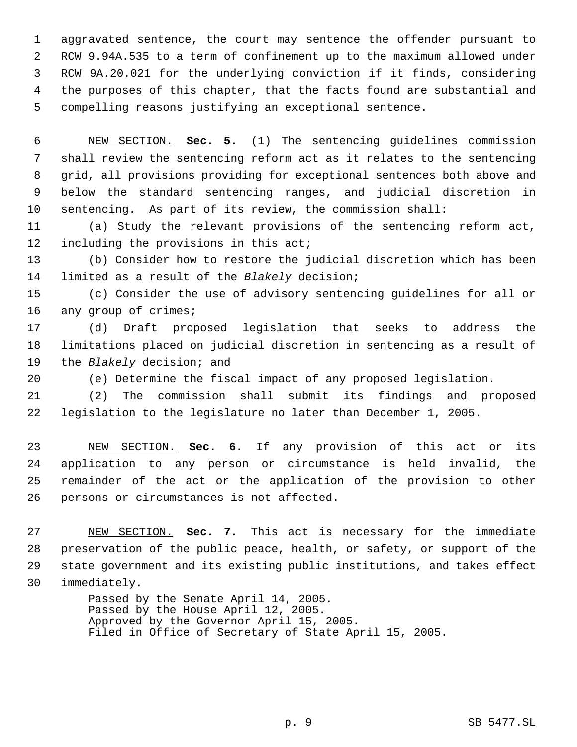aggravated sentence, the court may sentence the offender pursuant to RCW 9.94A.535 to a term of confinement up to the maximum allowed under RCW 9A.20.021 for the underlying conviction if it finds, considering the purposes of this chapter, that the facts found are substantial and compelling reasons justifying an exceptional sentence.

NEW SECTION. **Sec. 5.** (1) The sentencing guidelines commission shall review the sentencing reform act as it relates to the sentencing grid, all provisions providing for exceptional sentences both above and below the standard sentencing ranges, and judicial discretion in sentencing. As part of its review, the commission shall:

(a) Study the relevant provisions of the sentencing reform act, including the provisions in this act;

(b) Consider how to restore the judicial discretion which has been limited as a result of the *Blakely* decision;

(c) Consider the use of advisory sentencing guidelines for all or any group of crimes;

(d) Draft proposed legislation that seeks to address the limitations placed on judicial discretion in sentencing as a result of the *Blakely* decision; and

(e) Determine the fiscal impact of any proposed legislation.

(2) The commission shall submit its findings and proposed legislation to the legislature no later than December 1, 2005.

NEW SECTION. **Sec. 6.** If any provision of this act or its application to any person or circumstance is held invalid, the remainder of the act or the application of the provision to other persons or circumstances is not affected.

NEW SECTION. **Sec. 7.** This act is necessary for the immediate preservation of the public peace, health, or safety, or support of the state government and its existing public institutions, and takes effect immediately.

Passed by the Senate April 14, 2005.
Passed by the House April 12, 2005.
Approved by the Governor April 15, 2005.
Filed in Office of Secretary of State April 15, 2005.